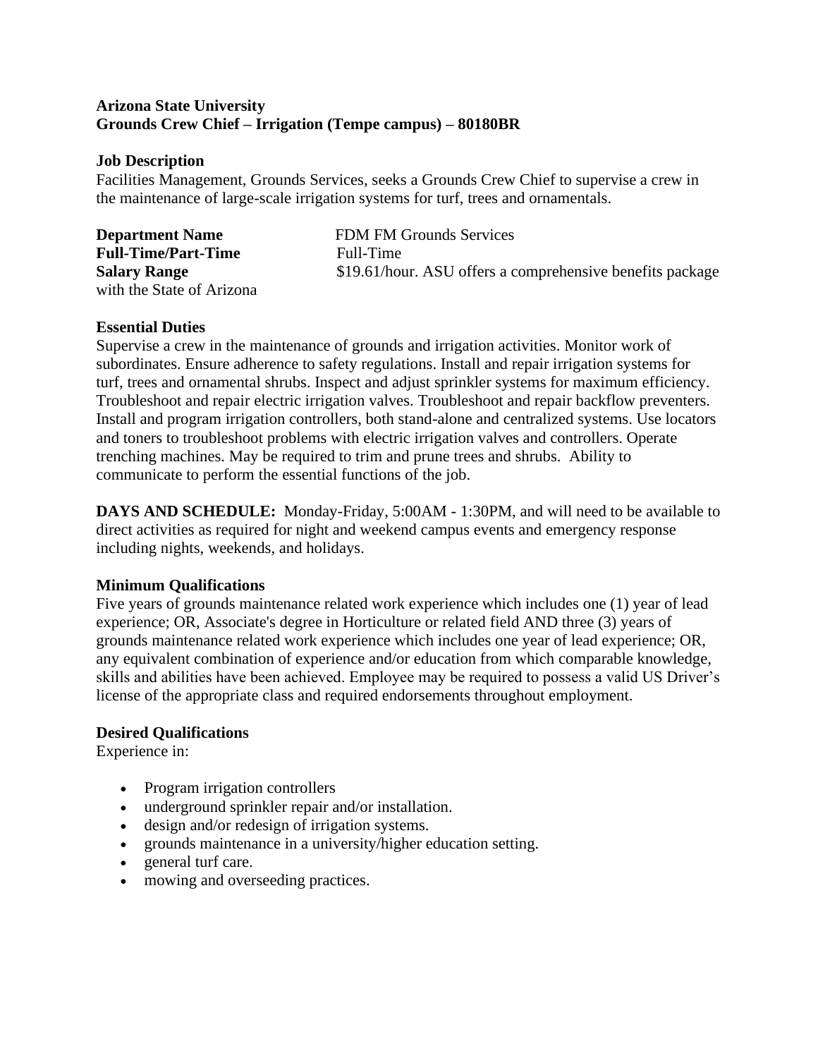**Arizona State University**
**Grounds Crew Chief – Irrigation (Tempe campus) – 80180BR**

**Job Description**
Facilities Management, Grounds Services, seeks a Grounds Crew Chief to supervise a crew in the maintenance of large-scale irrigation systems for turf, trees and ornamentals.

**Department Name** FDM FM Grounds Services
**Full-Time/Part-Time** Full-Time
**Salary Range** $19.61/hour. ASU offers a comprehensive benefits package with the State of Arizona

**Essential Duties**
Supervise a crew in the maintenance of grounds and irrigation activities. Monitor work of subordinates. Ensure adherence to safety regulations. Install and repair irrigation systems for turf, trees and ornamental shrubs. Inspect and adjust sprinkler systems for maximum efficiency. Troubleshoot and repair electric irrigation valves. Troubleshoot and repair backflow preventers. Install and program irrigation controllers, both stand-alone and centralized systems. Use locators and toners to troubleshoot problems with electric irrigation valves and controllers. Operate trenching machines. May be required to trim and prune trees and shrubs. Ability to communicate to perform the essential functions of the job.

**DAYS AND SCHEDULE:** Monday-Friday, 5:00AM - 1:30PM, and will need to be available to direct activities as required for night and weekend campus events and emergency response including nights, weekends, and holidays.

**Minimum Qualifications**
Five years of grounds maintenance related work experience which includes one (1) year of lead experience; OR, Associate's degree in Horticulture or related field AND three (3) years of grounds maintenance related work experience which includes one year of lead experience; OR, any equivalent combination of experience and/or education from which comparable knowledge, skills and abilities have been achieved. Employee may be required to possess a valid US Driver's license of the appropriate class and required endorsements throughout employment.

**Desired Qualifications**
Experience in:

- Program irrigation controllers
- underground sprinkler repair and/or installation.
- design and/or redesign of irrigation systems.
- grounds maintenance in a university/higher education setting.
- general turf care.
- mowing and overseeding practices.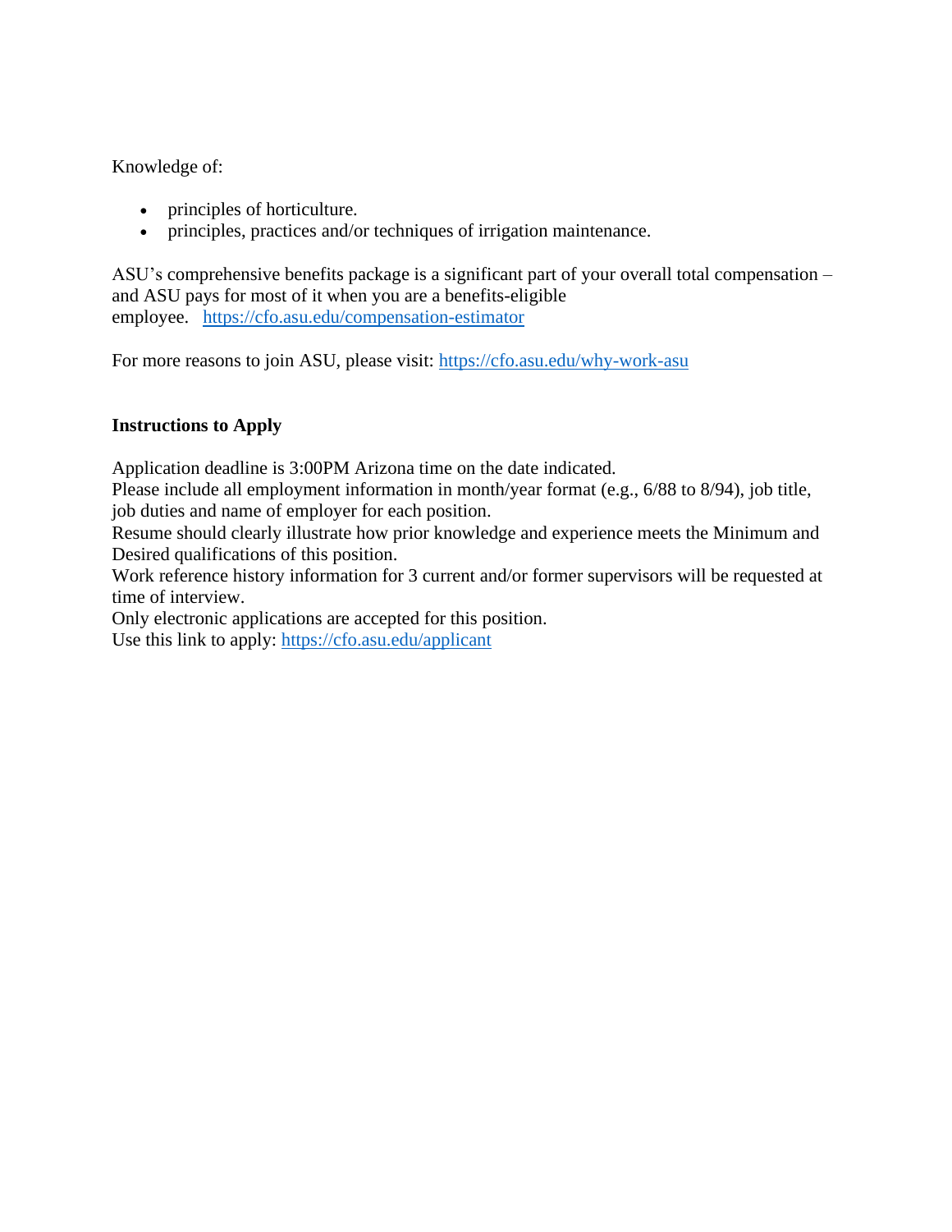Knowledge of:

- principles of horticulture.
- principles, practices and/or techniques of irrigation maintenance.

ASU's comprehensive benefits package is a significant part of your overall total compensation – and ASU pays for most of it when you are a benefits-eligible employee. https://cfo.asu.edu/compensation-estimator

For more reasons to join ASU, please visit: https://cfo.asu.edu/why-work-asu

**Instructions to Apply**

Application deadline is 3:00PM Arizona time on the date indicated.
Please include all employment information in month/year format (e.g., 6/88 to 8/94), job title, job duties and name of employer for each position.
Resume should clearly illustrate how prior knowledge and experience meets the Minimum and Desired qualifications of this position.
Work reference history information for 3 current and/or former supervisors will be requested at time of interview.
Only electronic applications are accepted for this position.
Use this link to apply: https://cfo.asu.edu/applicant